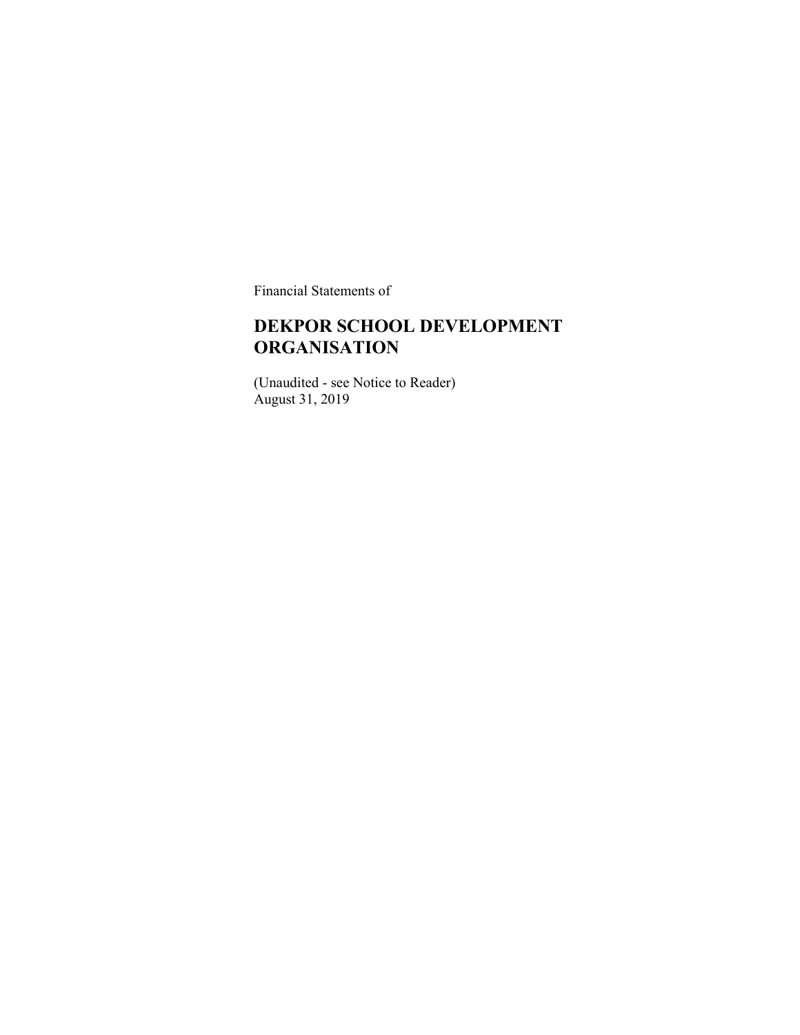Financial Statements of

# DEKPOR SCHOOL DEVELOPMENT ORGANISATION

(Unaudited - see Notice to Reader)
August 31, 2019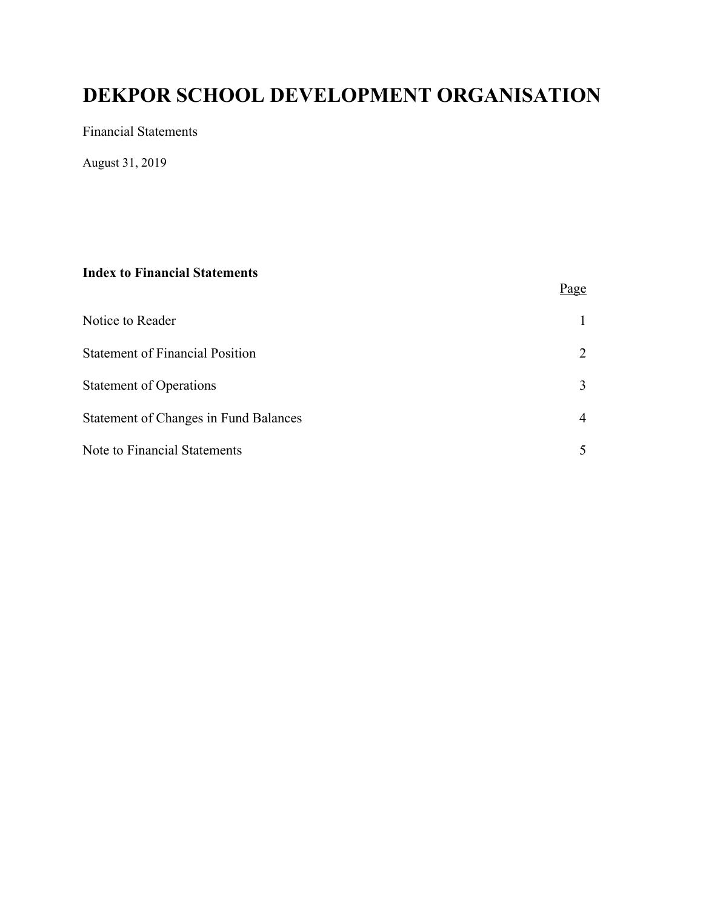# DEKPOR SCHOOL DEVELOPMENT ORGANISATION

Financial Statements

August 31, 2019

**Index to Financial Statements**

| | Page |
|---|---|
| Notice to Reader | 1 |
| Statement of Financial Position | 2 |
| Statement of Operations | 3 |
| Statement of Changes in Fund Balances | 4 |
| Note to Financial Statements | 5 |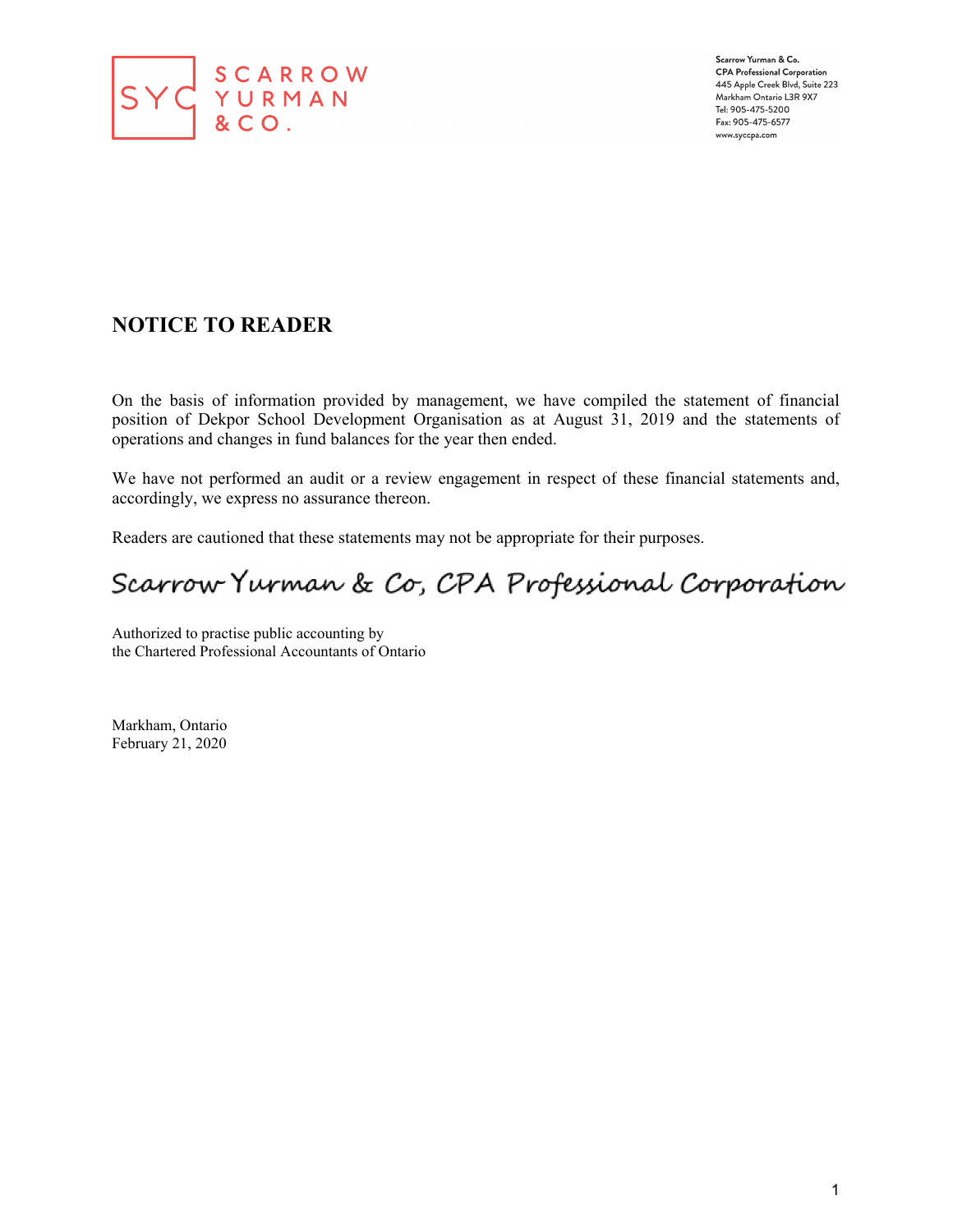SCARROW YURMAN & CO.

Scarrow Yurman & Co.
CPA Professional Corporation
445 Apple Creek Blvd, Suite 223
Markham Ontario L3R 9X7
Tel: 905-475-5200
Fax: 905-475-6577
www.syccpa.com

## NOTICE TO READER

On the basis of information provided by management, we have compiled the statement of financial position of Dekpor School Development Organisation as at August 31, 2019 and the statements of operations and changes in fund balances for the year then ended.

We have not performed an audit or a review engagement in respect of these financial statements and, accordingly, we express no assurance thereon.

Readers are cautioned that these statements may not be appropriate for their purposes.

*Scarrow Yurman & Co, CPA Professional Corporation*

Authorized to practise public accounting by
the Chartered Professional Accountants of Ontario

Markham, Ontario
February 21, 2020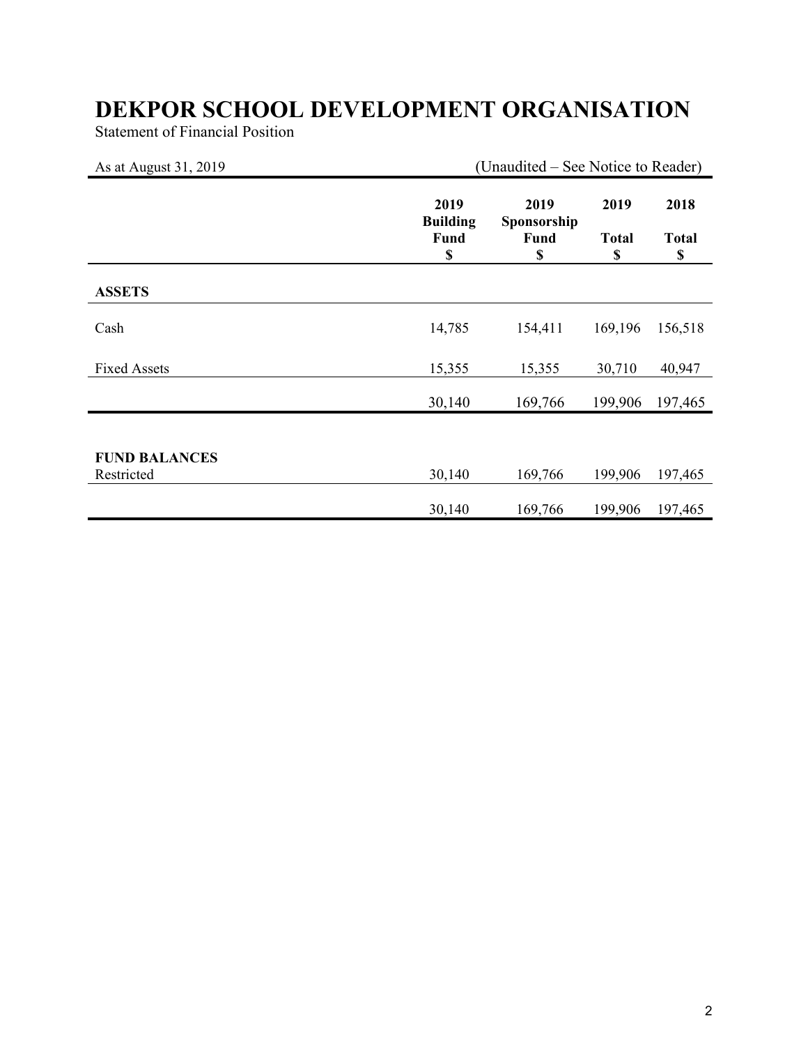# DEKPOR SCHOOL DEVELOPMENT ORGANISATION

Statement of Financial Position

As at August 31, 2019 (Unaudited – See Notice to Reader)

| | 2019 Building Fund $ | 2019 Sponsorship Fund $ | 2019 Total $ | 2018 Total $ |
|---|---|---|---|---|
| **ASSETS** | | | | |
| Cash | 14,785 | 154,411 | 169,196 | 156,518 |
| Fixed Assets | 15,355 | 15,355 | 30,710 | 40,947 |
| | 30,140 | 169,766 | 199,906 | 197,465 |
| **FUND BALANCES** | | | | |
| Restricted | 30,140 | 169,766 | 199,906 | 197,465 |
| | 30,140 | 169,766 | 199,906 | 197,465 |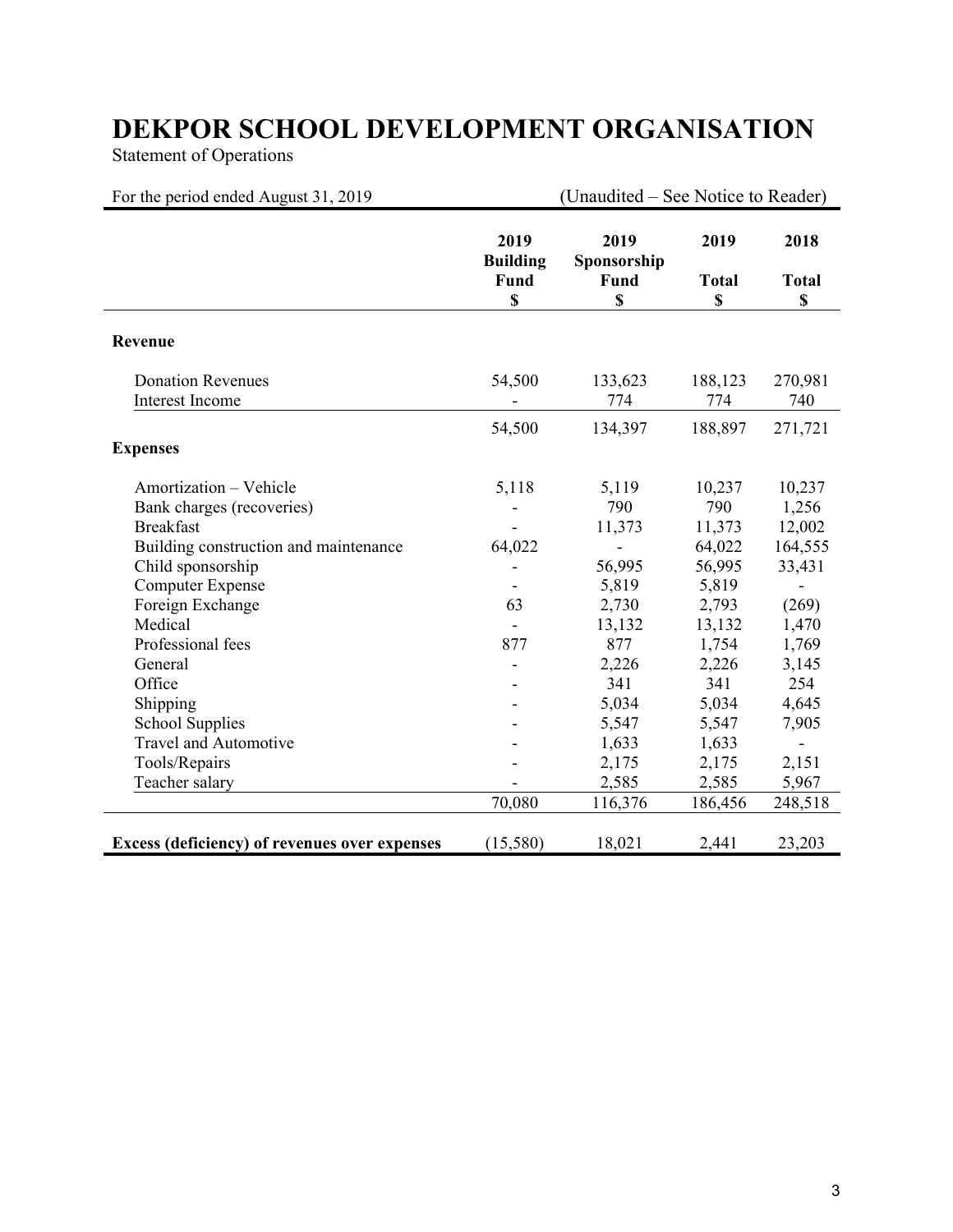# DEKPOR SCHOOL DEVELOPMENT ORGANISATION

Statement of Operations

For the period ended August 31, 2019 (Unaudited – See Notice to Reader)

| | 2019 Building Fund $ | 2019 Sponsorship Fund $ | 2019 Total $ | 2018 Total $ |
|---|---|---|---|---|
| **Revenue** | | | | |
| Donation Revenues | 54,500 | 133,623 | 188,123 | 270,981 |
| Interest Income | - | 774 | 774 | 740 |
| | 54,500 | 134,397 | 188,897 | 271,721 |
| **Expenses** | | | | |
| Amortization – Vehicle | 5,118 | 5,119 | 10,237 | 10,237 |
| Bank charges (recoveries) | - | 790 | 790 | 1,256 |
| Breakfast | - | 11,373 | 11,373 | 12,002 |
| Building construction and maintenance | 64,022 | - | 64,022 | 164,555 |
| Child sponsorship | - | 56,995 | 56,995 | 33,431 |
| Computer Expense | - | 5,819 | 5,819 | - |
| Foreign Exchange | 63 | 2,730 | 2,793 | (269) |
| Medical | - | 13,132 | 13,132 | 1,470 |
| Professional fees | 877 | 877 | 1,754 | 1,769 |
| General | - | 2,226 | 2,226 | 3,145 |
| Office | - | 341 | 341 | 254 |
| Shipping | - | 5,034 | 5,034 | 4,645 |
| School Supplies | - | 5,547 | 5,547 | 7,905 |
| Travel and Automotive | - | 1,633 | 1,633 | - |
| Tools/Repairs | - | 2,175 | 2,175 | 2,151 |
| Teacher salary | - | 2,585 | 2,585 | 5,967 |
| | 70,080 | 116,376 | 186,456 | 248,518 |
| **Excess (deficiency) of revenues over expenses** | (15,580) | 18,021 | 2,441 | 23,203 |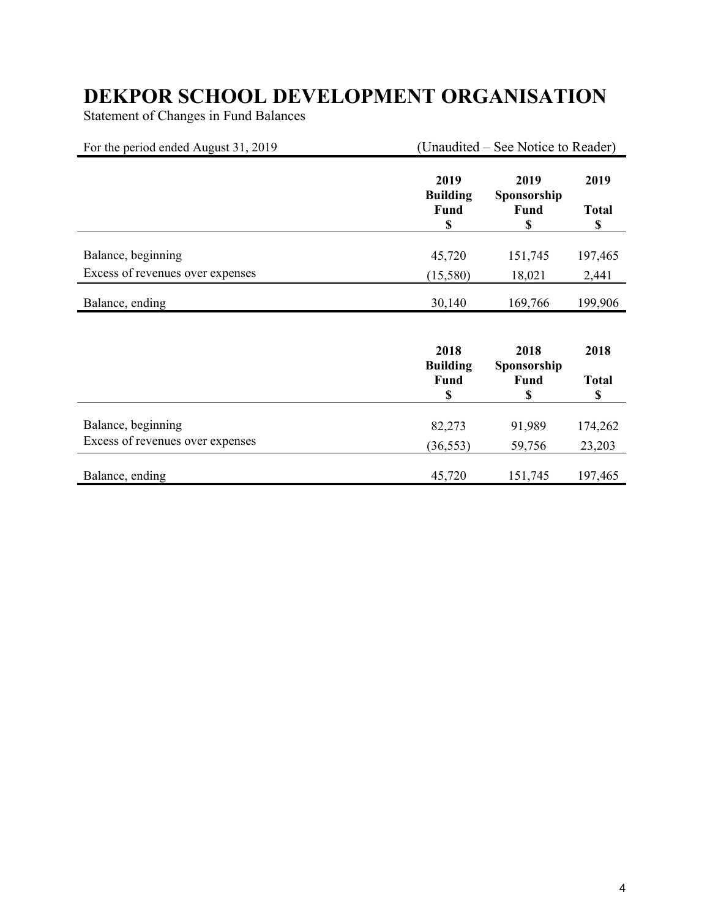# DEKPOR SCHOOL DEVELOPMENT ORGANISATION

Statement of Changes in Fund Balances

For the period ended August 31, 2019 (Unaudited – See Notice to Reader)

| | 2019 Building Fund $ | 2019 Sponsorship Fund $ | 2019 Total $ |
|---|---|---|---|
| Balance, beginning | 45,720 | 151,745 | 197,465 |
| Excess of revenues over expenses | (15,580) | 18,021 | 2,441 |
| Balance, ending | 30,140 | 169,766 | 199,906 |

| | 2018 Building Fund $ | 2018 Sponsorship Fund $ | 2018 Total $ |
|---|---|---|---|
| Balance, beginning | 82,273 | 91,989 | 174,262 |
| Excess of revenues over expenses | (36,553) | 59,756 | 23,203 |
| Balance, ending | 45,720 | 151,745 | 197,465 |